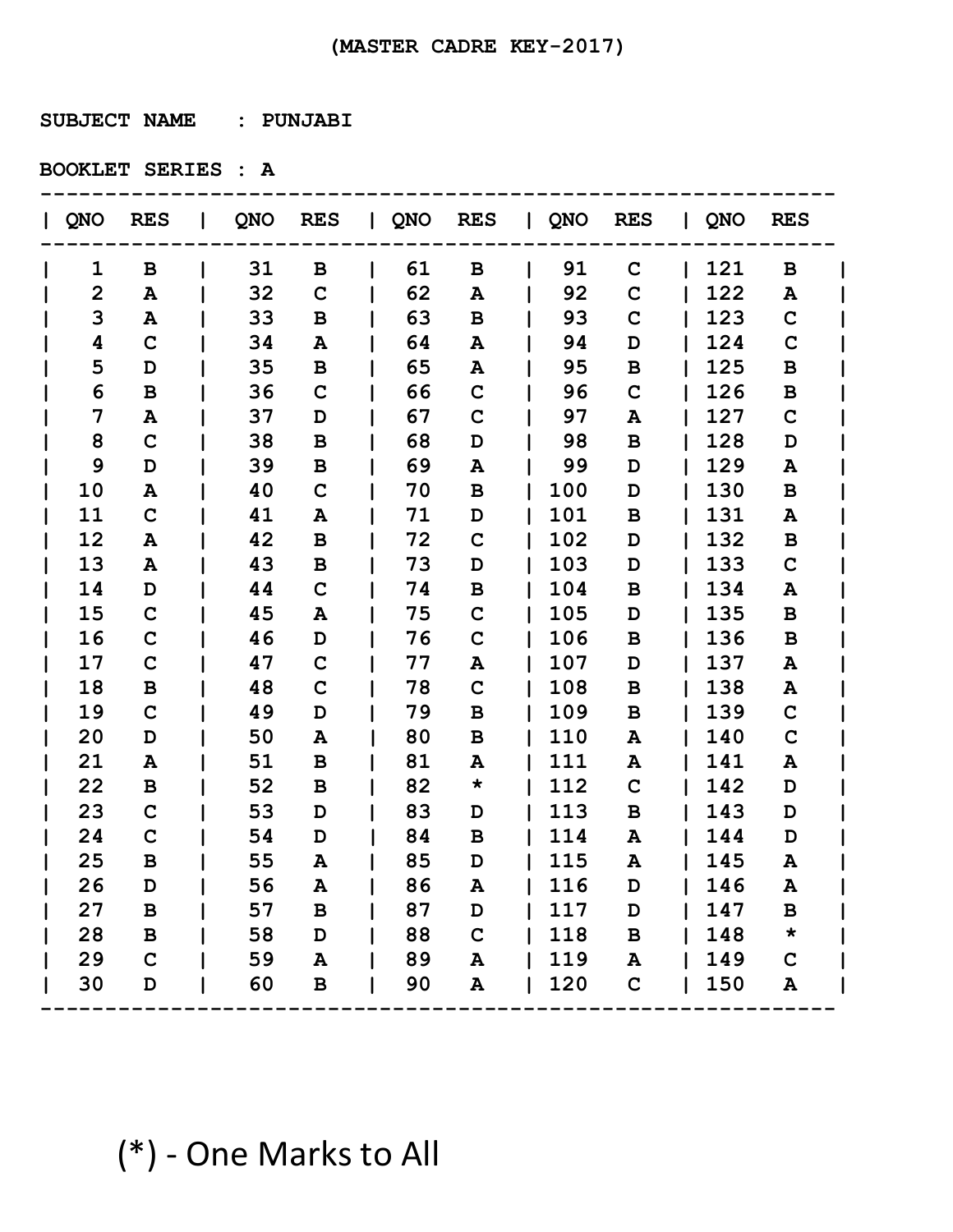(MASTER CADRE KEY-2017)

SUBJECT NAME : PUNJABI

BOOKLET SERIES : A

| QNO | RES | QNO | RES | QNO | RES | QNO | RES | QNO | RES |
|---|---|---|---|---|---|---|---|---|---|
| 1 | B | 31 | B | 61 | B | 91 | C | 121 | B |
| 2 | A | 32 | C | 62 | A | 92 | C | 122 | A |
| 3 | A | 33 | B | 63 | B | 93 | C | 123 | C |
| 4 | C | 34 | A | 64 | A | 94 | D | 124 | C |
| 5 | D | 35 | B | 65 | A | 95 | B | 125 | B |
| 6 | B | 36 | C | 66 | C | 96 | C | 126 | B |
| 7 | A | 37 | D | 67 | C | 97 | A | 127 | C |
| 8 | C | 38 | B | 68 | D | 98 | B | 128 | D |
| 9 | D | 39 | B | 69 | A | 99 | D | 129 | A |
| 10 | A | 40 | C | 70 | B | 100 | D | 130 | B |
| 11 | C | 41 | A | 71 | D | 101 | B | 131 | A |
| 12 | A | 42 | B | 72 | C | 102 | D | 132 | B |
| 13 | A | 43 | B | 73 | D | 103 | D | 133 | C |
| 14 | D | 44 | C | 74 | B | 104 | B | 134 | A |
| 15 | C | 45 | A | 75 | C | 105 | D | 135 | B |
| 16 | C | 46 | D | 76 | C | 106 | B | 136 | B |
| 17 | C | 47 | C | 77 | A | 107 | D | 137 | A |
| 18 | B | 48 | C | 78 | C | 108 | B | 138 | A |
| 19 | C | 49 | D | 79 | B | 109 | B | 139 | C |
| 20 | D | 50 | A | 80 | B | 110 | A | 140 | C |
| 21 | A | 51 | B | 81 | A | 111 | A | 141 | A |
| 22 | B | 52 | B | 82 | * | 112 | C | 142 | D |
| 23 | C | 53 | D | 83 | D | 113 | B | 143 | D |
| 24 | C | 54 | D | 84 | B | 114 | A | 144 | D |
| 25 | B | 55 | A | 85 | D | 115 | A | 145 | A |
| 26 | D | 56 | A | 86 | A | 116 | D | 146 | A |
| 27 | B | 57 | B | 87 | D | 117 | D | 147 | B |
| 28 | B | 58 | D | 88 | C | 118 | B | 148 | * |
| 29 | C | 59 | A | 89 | A | 119 | A | 149 | C |
| 30 | D | 60 | B | 90 | A | 120 | C | 150 | A |

(*) - One Marks to All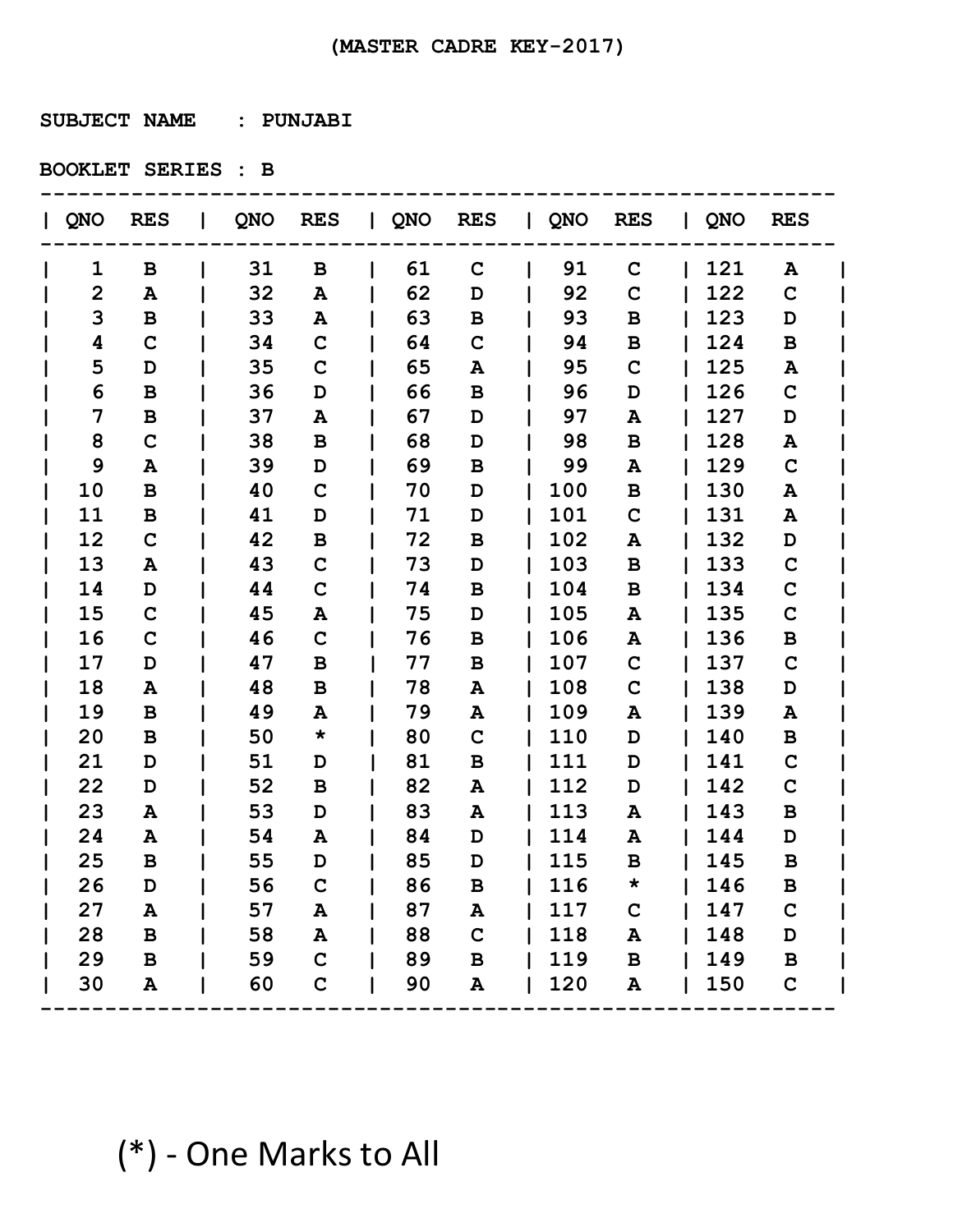(MASTER CADRE KEY-2017)

SUBJECT NAME : PUNJABI

BOOKLET SERIES : B

| QNO | RES | QNO | RES | QNO | RES | QNO | RES | QNO | RES |
|---|---|---|---|---|---|---|---|---|---|
| 1 | B | 31 | B | 61 | C | 91 | C | 121 | A |
| 2 | A | 32 | A | 62 | D | 92 | C | 122 | C |
| 3 | B | 33 | A | 63 | B | 93 | B | 123 | D |
| 4 | C | 34 | C | 64 | C | 94 | B | 124 | B |
| 5 | D | 35 | C | 65 | A | 95 | C | 125 | A |
| 6 | B | 36 | D | 66 | B | 96 | D | 126 | C |
| 7 | B | 37 | A | 67 | D | 97 | A | 127 | D |
| 8 | C | 38 | B | 68 | D | 98 | B | 128 | A |
| 9 | A | 39 | D | 69 | B | 99 | A | 129 | C |
| 10 | B | 40 | C | 70 | D | 100 | B | 130 | A |
| 11 | B | 41 | D | 71 | D | 101 | C | 131 | A |
| 12 | C | 42 | B | 72 | B | 102 | A | 132 | D |
| 13 | A | 43 | C | 73 | D | 103 | B | 133 | C |
| 14 | D | 44 | C | 74 | B | 104 | B | 134 | C |
| 15 | C | 45 | A | 75 | D | 105 | A | 135 | C |
| 16 | C | 46 | C | 76 | B | 106 | A | 136 | B |
| 17 | D | 47 | B | 77 | B | 107 | C | 137 | C |
| 18 | A | 48 | B | 78 | A | 108 | C | 138 | D |
| 19 | B | 49 | A | 79 | A | 109 | A | 139 | A |
| 20 | B | 50 | * | 80 | C | 110 | D | 140 | B |
| 21 | D | 51 | D | 81 | B | 111 | D | 141 | C |
| 22 | D | 52 | B | 82 | A | 112 | D | 142 | C |
| 23 | A | 53 | D | 83 | A | 113 | A | 143 | B |
| 24 | A | 54 | A | 84 | D | 114 | A | 144 | D |
| 25 | B | 55 | D | 85 | D | 115 | B | 145 | B |
| 26 | D | 56 | C | 86 | B | 116 | * | 146 | B |
| 27 | A | 57 | A | 87 | A | 117 | C | 147 | C |
| 28 | B | 58 | A | 88 | C | 118 | A | 148 | D |
| 29 | B | 59 | C | 89 | B | 119 | B | 149 | B |
| 30 | A | 60 | C | 90 | A | 120 | A | 150 | C |

(*) - One Marks to All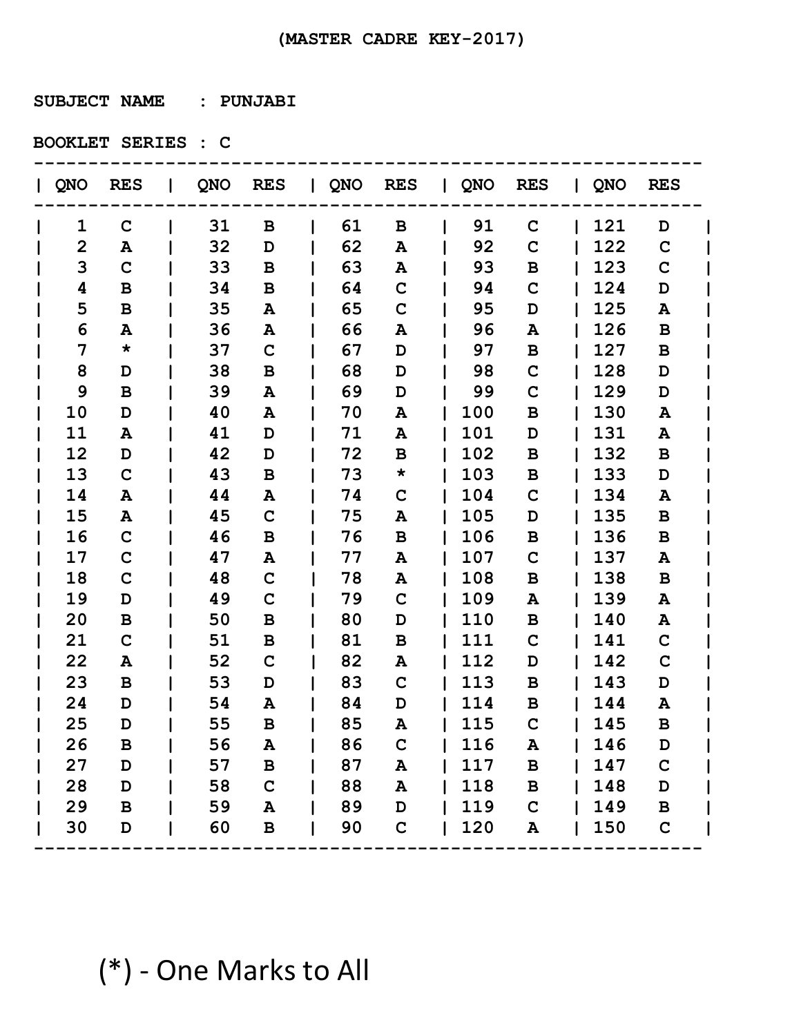(MASTER CADRE KEY-2017)

SUBJECT NAME : PUNJABI

BOOKLET SERIES : C

| QNO | RES | QNO | RES | QNO | RES | QNO | RES | QNO | RES |
|---|---|---|---|---|---|---|---|---|---|
| 1 | C | 31 | B | 61 | B | 91 | C | 121 | D |
| 2 | A | 32 | D | 62 | A | 92 | C | 122 | C |
| 3 | C | 33 | B | 63 | A | 93 | B | 123 | C |
| 4 | B | 34 | B | 64 | C | 94 | C | 124 | D |
| 5 | B | 35 | A | 65 | C | 95 | D | 125 | A |
| 6 | A | 36 | A | 66 | A | 96 | A | 126 | B |
| 7 | * | 37 | C | 67 | D | 97 | B | 127 | B |
| 8 | D | 38 | B | 68 | D | 98 | C | 128 | D |
| 9 | B | 39 | A | 69 | D | 99 | C | 129 | D |
| 10 | D | 40 | A | 70 | A | 100 | B | 130 | A |
| 11 | A | 41 | D | 71 | A | 101 | D | 131 | A |
| 12 | D | 42 | D | 72 | B | 102 | B | 132 | B |
| 13 | C | 43 | B | 73 | * | 103 | B | 133 | D |
| 14 | A | 44 | A | 74 | C | 104 | C | 134 | A |
| 15 | A | 45 | C | 75 | A | 105 | D | 135 | B |
| 16 | C | 46 | B | 76 | B | 106 | B | 136 | B |
| 17 | C | 47 | A | 77 | A | 107 | C | 137 | A |
| 18 | C | 48 | C | 78 | A | 108 | B | 138 | B |
| 19 | D | 49 | C | 79 | C | 109 | A | 139 | A |
| 20 | B | 50 | B | 80 | D | 110 | B | 140 | A |
| 21 | C | 51 | B | 81 | B | 111 | C | 141 | C |
| 22 | A | 52 | C | 82 | A | 112 | D | 142 | C |
| 23 | B | 53 | D | 83 | C | 113 | B | 143 | D |
| 24 | D | 54 | A | 84 | D | 114 | B | 144 | A |
| 25 | D | 55 | B | 85 | A | 115 | C | 145 | B |
| 26 | B | 56 | A | 86 | C | 116 | A | 146 | D |
| 27 | D | 57 | B | 87 | A | 117 | B | 147 | C |
| 28 | D | 58 | C | 88 | A | 118 | B | 148 | D |
| 29 | B | 59 | A | 89 | D | 119 | C | 149 | B |
| 30 | D | 60 | B | 90 | C | 120 | A | 150 | C |

(*) - One Marks to All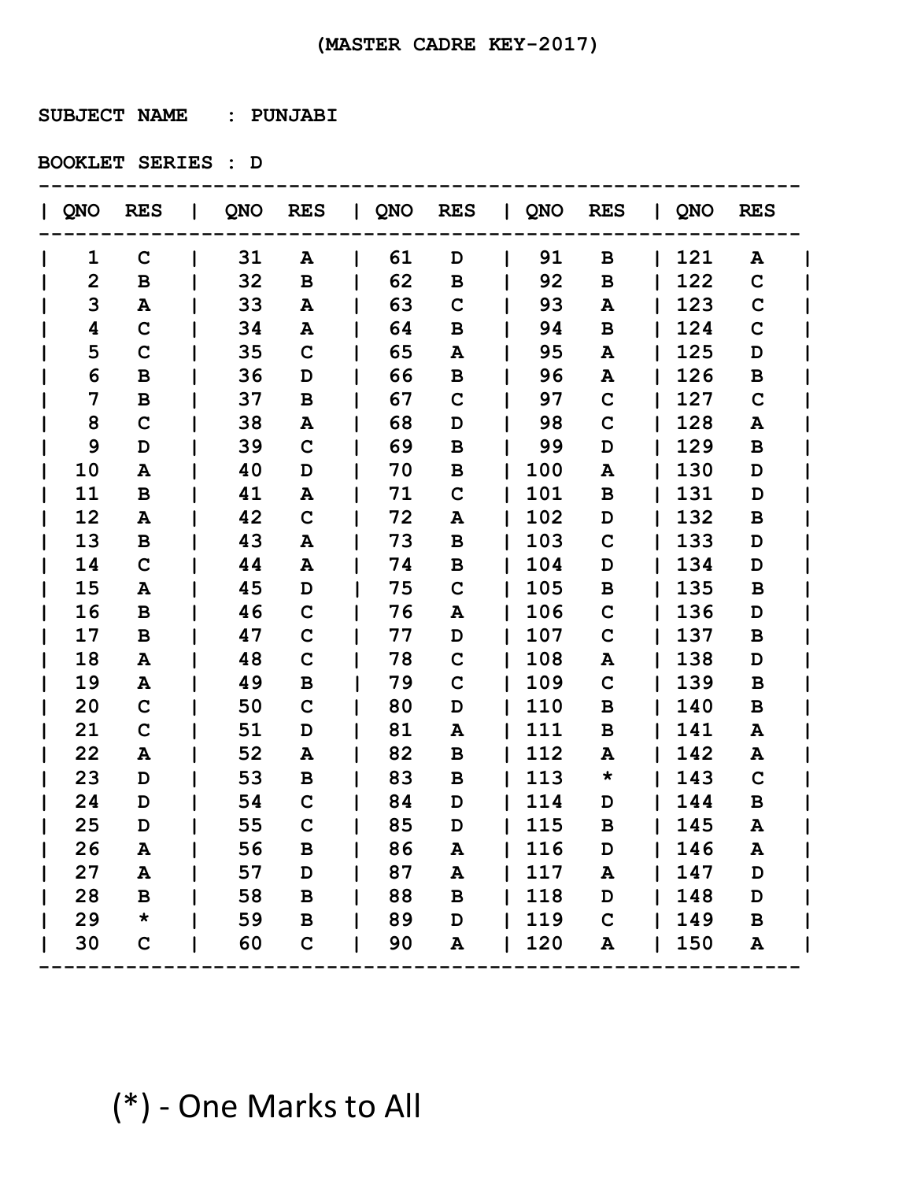(MASTER CADRE KEY-2017)

SUBJECT NAME : PUNJABI

BOOKLET SERIES : D

| QNO | RES | QNO | RES | QNO | RES | QNO | RES | QNO | RES |
|---|---|---|---|---|---|---|---|---|---|
| 1 | C | 31 | A | 61 | D | 91 | B | 121 | A |
| 2 | B | 32 | B | 62 | B | 92 | B | 122 | C |
| 3 | A | 33 | A | 63 | C | 93 | A | 123 | C |
| 4 | C | 34 | A | 64 | B | 94 | B | 124 | C |
| 5 | C | 35 | C | 65 | A | 95 | A | 125 | D |
| 6 | B | 36 | D | 66 | B | 96 | A | 126 | B |
| 7 | B | 37 | B | 67 | C | 97 | C | 127 | C |
| 8 | C | 38 | A | 68 | D | 98 | C | 128 | A |
| 9 | D | 39 | C | 69 | B | 99 | D | 129 | B |
| 10 | A | 40 | D | 70 | B | 100 | A | 130 | D |
| 11 | B | 41 | A | 71 | C | 101 | B | 131 | D |
| 12 | A | 42 | C | 72 | A | 102 | D | 132 | B |
| 13 | B | 43 | A | 73 | B | 103 | C | 133 | D |
| 14 | C | 44 | A | 74 | B | 104 | D | 134 | D |
| 15 | A | 45 | D | 75 | C | 105 | B | 135 | B |
| 16 | B | 46 | C | 76 | A | 106 | C | 136 | D |
| 17 | B | 47 | C | 77 | D | 107 | C | 137 | B |
| 18 | A | 48 | C | 78 | C | 108 | A | 138 | D |
| 19 | A | 49 | B | 79 | C | 109 | C | 139 | B |
| 20 | C | 50 | C | 80 | D | 110 | B | 140 | B |
| 21 | C | 51 | D | 81 | A | 111 | B | 141 | A |
| 22 | A | 52 | A | 82 | B | 112 | A | 142 | A |
| 23 | D | 53 | B | 83 | B | 113 | * | 143 | C |
| 24 | D | 54 | C | 84 | D | 114 | D | 144 | B |
| 25 | D | 55 | C | 85 | D | 115 | B | 145 | A |
| 26 | A | 56 | B | 86 | A | 116 | D | 146 | A |
| 27 | A | 57 | D | 87 | A | 117 | A | 147 | D |
| 28 | B | 58 | B | 88 | B | 118 | D | 148 | D |
| 29 | * | 59 | B | 89 | D | 119 | C | 149 | B |
| 30 | C | 60 | C | 90 | A | 120 | A | 150 | A |

(*) - One Marks to All